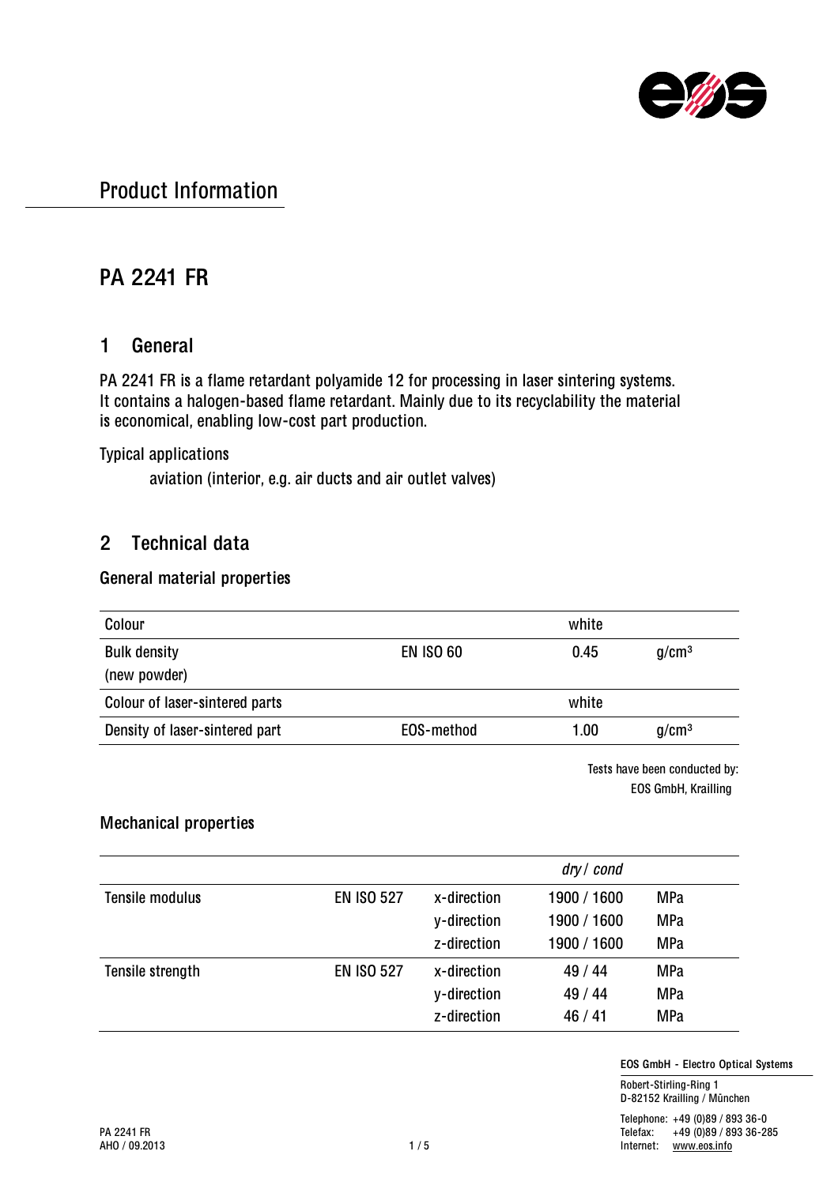# Product Information

## PA 2241 FR

### 1 General

PA 2241 FR is a flame retardant polyamide 12 for processing in laser sintering systems. It contains a halogen-based flame retardant. Mainly due to its recyclability the material is economical, enabling low-cost part production.

Typical applications

aviation (interior, e.g. air ducts and air outlet valves)

### 2 Technical data

#### General material properties

| | | | |
|---|---|---|---|
| Colour | | white | |
| Bulk density (new powder) | EN ISO 60 | 0.45 | g/cm³ |
| Colour of laser-sintered parts | | white | |
| Density of laser-sintered part | EOS-method | 1.00 | g/cm³ |

Tests have been conducted by:
EOS GmbH, Krailling

#### Mechanical properties

| | | | *dry / cond* | |
|---|---|---|---|---|
| Tensile modulus | EN ISO 527 | x-direction | 1900 / 1600 | MPa |
| | | y-direction | 1900 / 1600 | MPa |
| | | z-direction | 1900 / 1600 | MPa |
| Tensile strength | EN ISO 527 | x-direction | 49 / 44 | MPa |
| | | y-direction | 49 / 44 | MPa |
| | | z-direction | 46 / 41 | MPa |

EOS GmbH - Electro Optical Systems

Robert-Stirling-Ring 1
D-82152 Krailling / München

Telephone: +49 (0)89 / 893 36-0
Telefax: +49 (0)89 / 893 36-285
Internet: www.eos.info

PA 2241 FR
AHO / 09.2013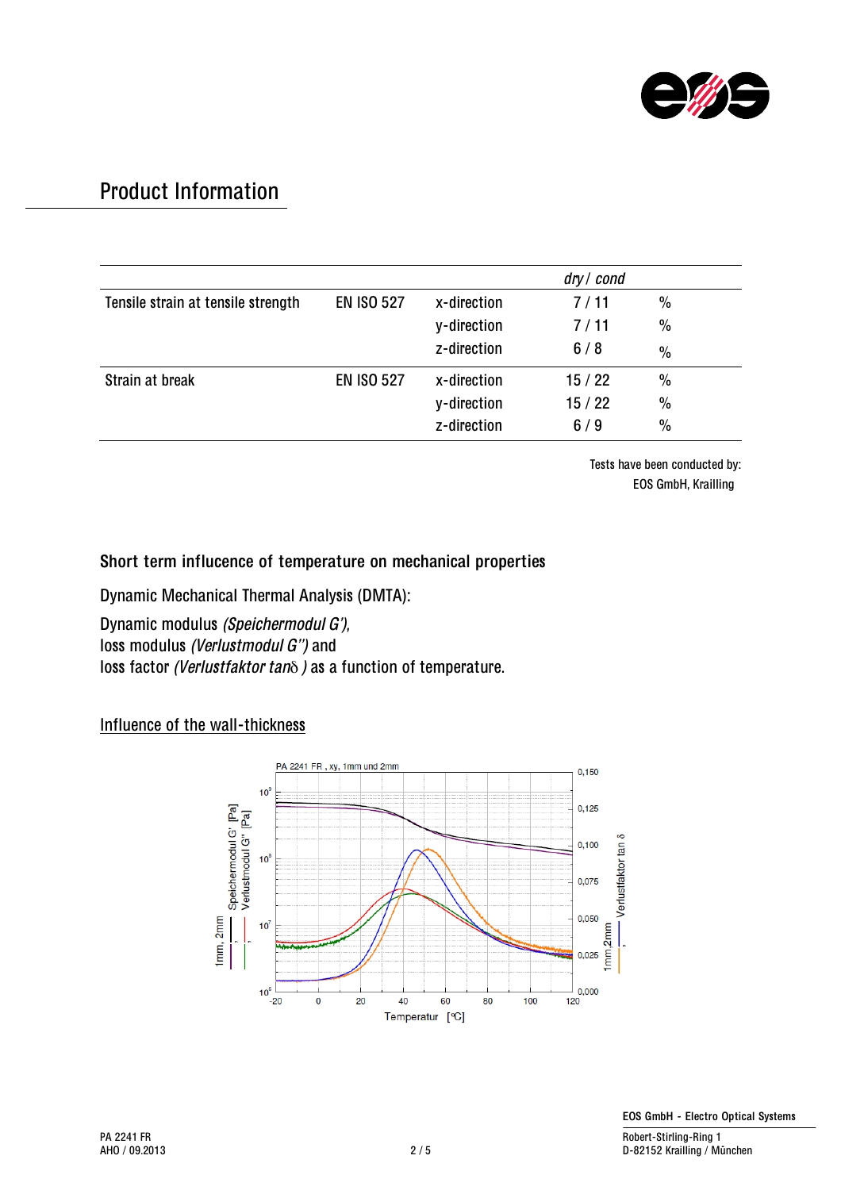## Product Information

| | | | dry / cond | |
|---|---|---|---|---|
| Tensile strain at tensile strength | EN ISO 527 | x-direction | 7 / 11 | % |
| | | y-direction | 7 / 11 | % |
| | | z-direction | 6 / 8 | % |
| Strain at break | EN ISO 527 | x-direction | 15 / 22 | % |
| | | y-direction | 15 / 22 | % |
| | | z-direction | 6 / 9 | % |

Tests have been conducted by:
EOS GmbH, Krailling

**Short term influcence of temperature on mechanical properties**

Dynamic Mechanical Thermal Analysis (DMTA):

Dynamic modulus *(Speichermodul G')*,
loss modulus *(Verlustmodul G'')* and
loss factor *(Verlustfaktor tan*δ *)* as a function of temperature.

Influence of the wall-thickness

PA 2241 FR , xy, 1mm und 2mm

$10^9$
$10^8$
$10^7$
$10^6$

0,150
0,125
0,100
0,075
0,050
0,025
0,000

-20 0 20 40 60 80 100 120

Temperatur [°C]

1mm, 2mm
Speichermodul G' [Pa]
Verlustmodul G'' [Pa]

Verlustfaktor tan δ
1mm, 2mm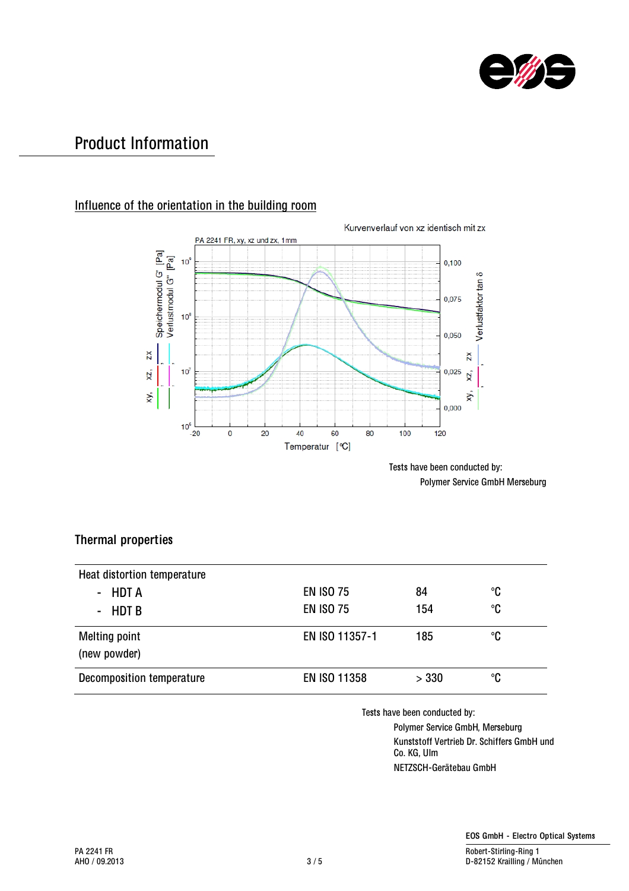## Product Information

### Influence of the orientation in the building room

Kurvenverlauf von xz identisch mit zx

PA 2241 FR, xy, xz und zx, 1mm

Speichermodul G' [Pa]
Verlustmodul G'' [Pa]

xy, xz, zx

$10^9$
$10^8$
$10^7$
$10^6$

Verlustfaktor tan δ

0,100
0,075
0,050
0,025
0,000

xy, xz, zx

-20 0 20 40 60 80 100 120

Temperatur [°C]

Tests have been conducted by:
Polymer Service GmbH Merseburg

### Thermal properties

| | | | |
|---|---|---|---|
| Heat distortion temperature | | | |
| - HDT A | EN ISO 75 | 84 | °C |
| - HDT B | EN ISO 75 | 154 | °C |
| Melting point (new powder) | EN ISO 11357-1 | 185 | °C |
| Decomposition temperature | EN ISO 11358 | > 330 | °C |

Tests have been conducted by:
Polymer Service GmbH, Merseburg
Kunststoff Vertrieb Dr. Schiffers GmbH und Co. KG, Ulm
NETZSCH-Gerätebau GmbH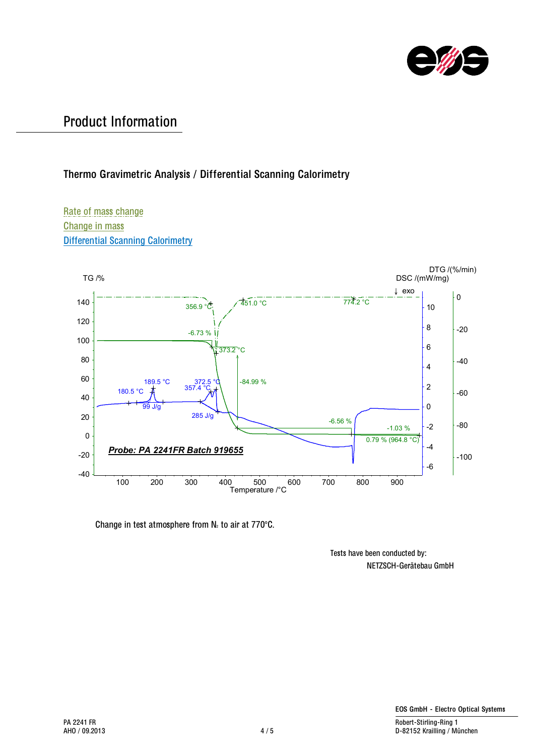# Product Information

## Thermo Gravimetric Analysis / Differential Scanning Calorimetry

Rate of mass change
Change in mass
Differential Scanning Calorimetry

TG /%
DTG /(%/min)
DSC /(mW/mg)
↓ exo
140
120
100
80
60
40
20
0
-20
-40
10
8
6
4
2
0
-2
-4
-6
0
-20
-40
-60
-80
-100
356.9 °C
451.0 °C
774.2 °C
-6.73 %
373.2 °C
189.5 °C
180.5 °C
372.5 °C
357.4 °C
-84.99 %
99 J/g
285 J/g
-6.56 %
-1.03 %
0.79 % (964.8 °C)
Probe: PA 2241FR Batch 919655
100
200
300
400
500
600
700
800
900
Temperature /°C

Change in test atmosphere from $N_2$ to air at 770°C.

Tests have been conducted by:
NETZSCH-Gerätebau GmbH

PA 2241 FR
AHO / 09.2013

EOS GmbH - Electro Optical Systems
Robert-Stirling-Ring 1
D-82152 Krailling / München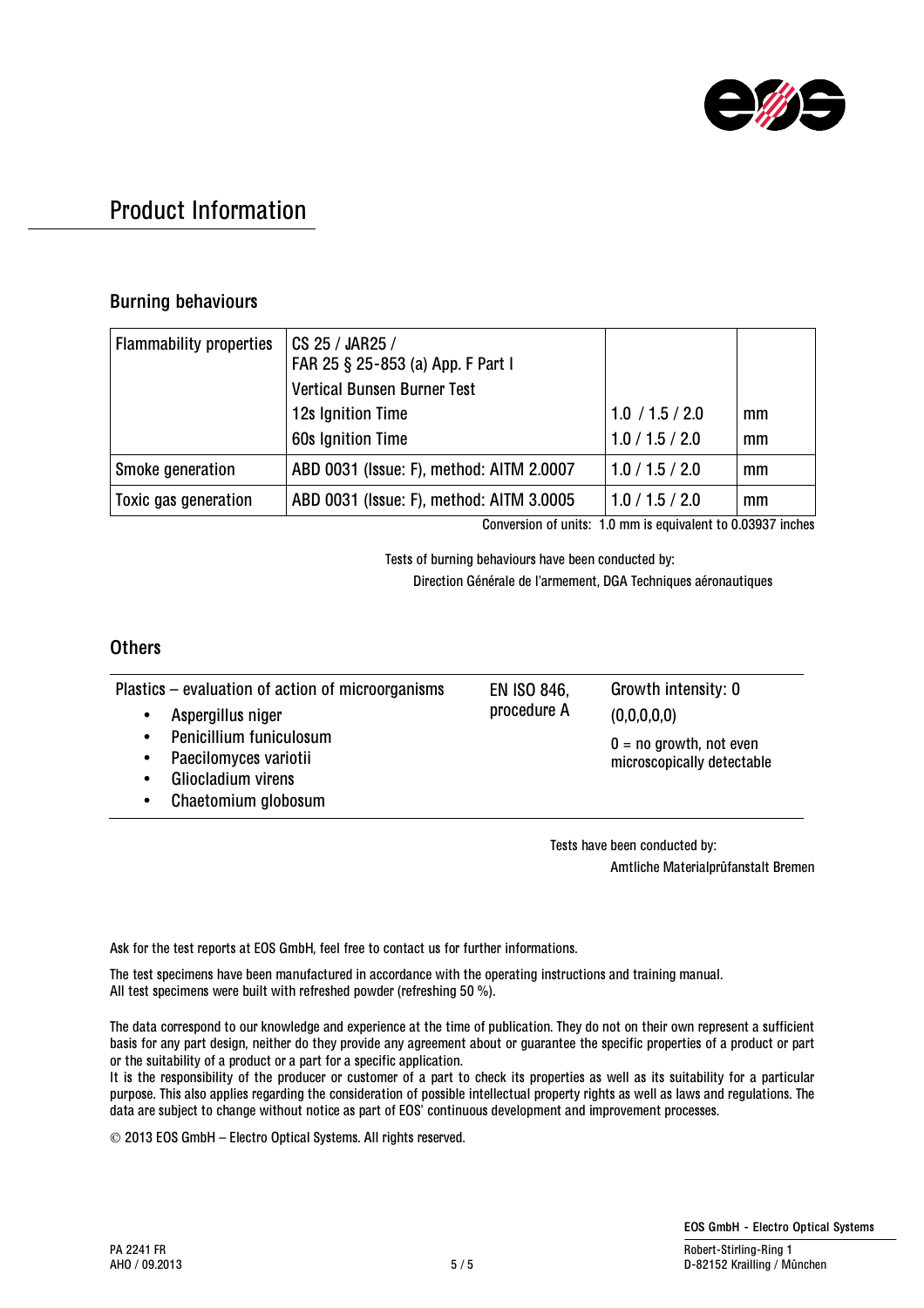## Product Information

### Burning behaviours

| | | | |
|---|---|---|---|
| Flammability properties | CS 25 / JAR25 / FAR 25 § 25-853 (a) App. F Part I | | |
| | Vertical Bunsen Burner Test | | |
| | 12s Ignition Time | 1.0 / 1.5 / 2.0 | mm |
| | 60s Ignition Time | 1.0 / 1.5 / 2.0 | mm |
| Smoke generation | ABD 0031 (Issue: F), method: AITM 2.0007 | 1.0 / 1.5 / 2.0 | mm |
| Toxic gas generation | ABD 0031 (Issue: F), method: AITM 3.0005 | 1.0 / 1.5 / 2.0 | mm |

Conversion of units: 1.0 mm is equivalent to 0.03937 inches

Tests of burning behaviours have been conducted by:
Direction Générale de l'armement, DGA Techniques aéronautiques

### Others

| | | |
|---|---|---|
| Plastics – evaluation of action of microorganisms<br>• Aspergillus niger<br>• Penicillium funiculosum<br>• Paecilomyces variotii<br>• Gliocladium virens<br>• Chaetomium globosum | EN ISO 846, procedure A | Growth intensity: 0<br>(0,0,0,0,0)<br>0 = no growth, not even microscopically detectable |

Tests have been conducted by:
Amtliche Materialprüfanstalt Bremen

Ask for the test reports at EOS GmbH, feel free to contact us for further informations.

The test specimens have been manufactured in accordance with the operating instructions and training manual.
All test specimens were built with refreshed powder (refreshing 50 %).

The data correspond to our knowledge and experience at the time of publication. They do not on their own represent a sufficient basis for any part design, neither do they provide any agreement about or guarantee the specific properties of a product or part or the suitability of a product or a part for a specific application.
It is the responsibility of the producer or customer of a part to check its properties as well as its suitability for a particular purpose. This also applies regarding the consideration of possible intellectual property rights as well as laws and regulations. The data are subject to change without notice as part of EOS' continuous development and improvement processes.

© 2013 EOS GmbH – Electro Optical Systems. All rights reserved.

PA 2241 FR
AHO / 09.2013

EOS GmbH - Electro Optical Systems
Robert-Stirling-Ring 1
D-82152 Krailling / München